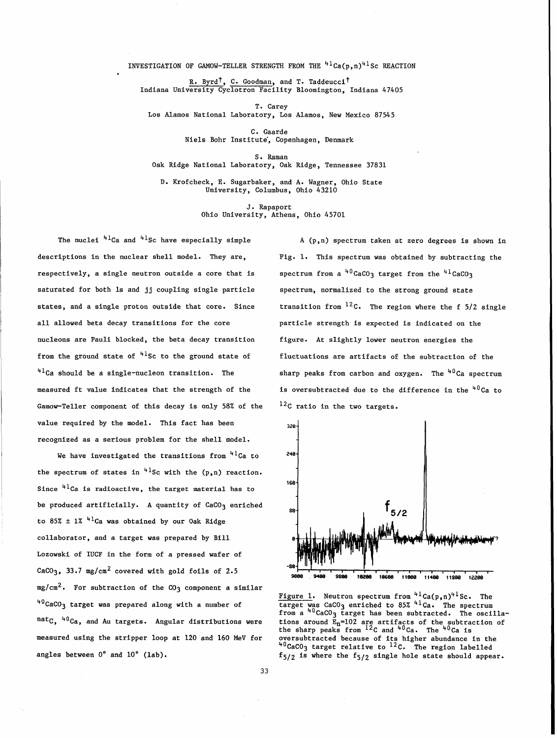# INVESTIGATION OF GAMOW-TELLER STRENGTH FROM THE $^{41}Ca(p,n)^{41}Sc$ REACTION

R. Byrd[†], C. Goodman, and T. Taddeucci[†]
Indiana University Cyclotron Facility Bloomington, Indiana 47405

T. Carey
Los Alamos National Laboratory, Los Alamos, New Mexico 87545

C. Gaarde
Niels Bohr Institute, Copenhagen, Denmark

S. Raman
Oak Ridge National Laboratory, Oak Ridge, Tennessee 37831

D. Krofcheck, E. Sugarbaker, and A. Wagner, Ohio State University, Columbus, Ohio 43210

J. Rapaport
Ohio University, Athens, Ohio 45701

The nuclei $^{41}Ca$ and $^{41}Sc$ have especially simple descriptions in the nuclear shell model. They are, respectively, a single neutron outside a core that is saturated for both ls and jj coupling single particle states, and a single proton outside that core. Since all allowed beta decay transitions for the core nucleons are Pauli blocked, the beta decay transition from the ground state of $^{41}Sc$ to the ground state of $^{41}Ca$ should be a single-nucleon transition. The measured ft value indicates that the strength of the Gamow-Teller component of this decay is only 58% of the value required by the model. This fact has been recognized as a serious problem for the shell model.

We have investigated the transitions from $^{41}Ca$ to the spectrum of states in $^{41}Sc$ with the (p,n) reaction. Since $^{41}Ca$ is radioactive, the target material has to be produced artificially. A quantity of $CaCO_3$ enriched to 85% ± 1% $^{41}Ca$ was obtained by our Oak Ridge collaborator, and a target was prepared by Bill Lozowski of IUCF in the form of a pressed wafer of $CaCO_3$, 33.7 mg/cm$^2$ covered with gold foils of 2.5 mg/cm$^2$. For subtraction of the $CO_3$ component a similar $^{40}CaCO_3$ target was prepared along with a number of $^{nat}C$, $^{40}Ca$, and Au targets. Angular distributions were measured using the stripper loop at 120 and 160 MeV for angles between 0° and 10° (lab).

A (p,n) spectrum taken at zero degrees is shown in Fig. 1. This spectrum was obtained by subtracting the spectrum from a $^{40}CaCO_3$ target from the $^{41}CaCO_3$ spectrum, normalized to the strong ground state transition from $^{12}C$. The region where the f 5/2 single particle strength is expected is indicated on the figure. At slightly lower neutron energies the fluctuations are artifacts of the subtraction of the sharp peaks from carbon and oxygen. The $^{40}Ca$ spectrum is oversubtracted due to the difference in the $^{40}Ca$ to $^{12}C$ ratio in the two targets.

Figure 1. Neutron spectrum from $^{41}Ca(p,n)^{41}Sc$. The target was $CaCO_3$ enriched to 85% $^{41}Ca$. The spectrum from a $^{40}CaCO_3$ target has been subtracted. The oscillations around $E_n$=102 are artifacts of the subtraction of the sharp peaks from $^{12}C$ and $^{40}Ca$. The $^{40}Ca$ is oversubtracted because of its higher abundance in the $^{40}CaCO_3$ target relative to $^{12}C$. The region labelled $f_{5/2}$ is where the $f_{5/2}$ single hole state should appear.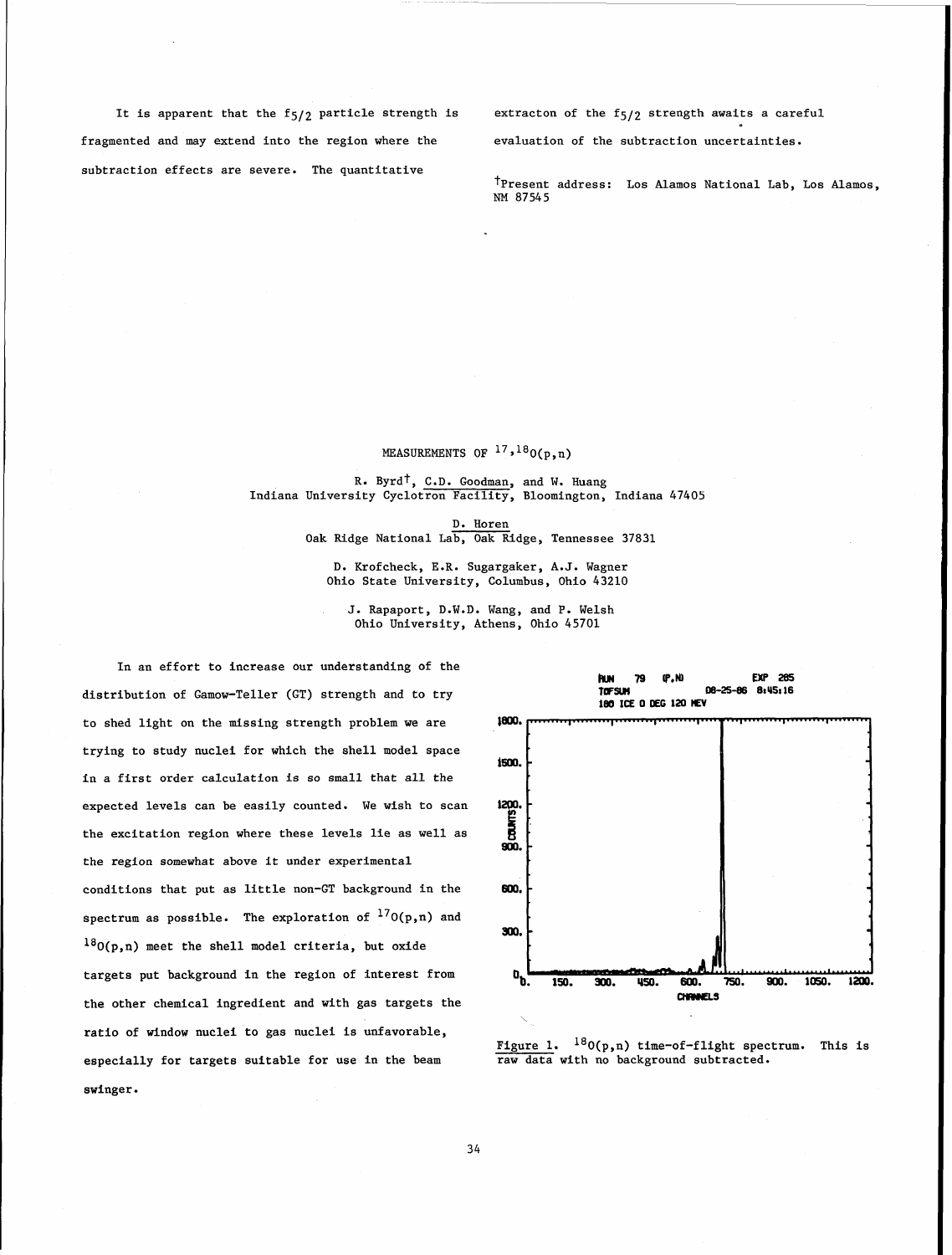It is apparent that the $f_{5/2}$ particle strength is fragmented and may extend into the region where the subtraction effects are severe. The quantitative extracton of the $f_{5/2}$ strength awaits a careful evaluation of the subtraction uncertainties.

†Present address: Los Alamos National Lab, Los Alamos, NM 87545

# MEASUREMENTS OF $^{17,18}O(p,n)$

R. Byrd†, C.D. Goodman, and W. Huang
Indiana University Cyclotron Facility, Bloomington, Indiana 47405

D. Horen
Oak Ridge National Lab, Oak Ridge, Tennessee 37831

D. Krofcheck, E.R. Sugargaker, A.J. Wagner
Ohio State University, Columbus, Ohio 43210

J. Rapaport, D.W.D. Wang, and P. Welsh
Ohio University, Athens, Ohio 45701

In an effort to increase our understanding of the distribution of Gamow-Teller (GT) strength and to try to shed light on the missing strength problem we are trying to study nuclei for which the shell model space in a first order calculation is so small that all the expected levels can be easily counted. We wish to scan the excitation region where these levels lie as well as the region somewhat above it under experimental conditions that put as little non-GT background in the spectrum as possible. The exploration of $^{17}O(p,n)$ and $^{18}O(p,n)$ meet the shell model criteria, but oxide targets put background in the region of interest from the other chemical ingredient and with gas targets the ratio of window nuclei to gas nuclei is unfavorable, especially for targets suitable for use in the beam swinger.

RUN 79 (P,N) EXP 285
TOFSUM 08-25-86 8:45:16
180 ICE 0 DEG 120 MEV

COUNTS
0. 300. 600. 900. 1200. 1500. 1800.

CHANNELS
0. 150. 300. 450. 600. 750. 900. 1050. 1200.

Figure 1. $^{18}O(p,n)$ time-of-flight spectrum. This is raw data with no background subtracted.